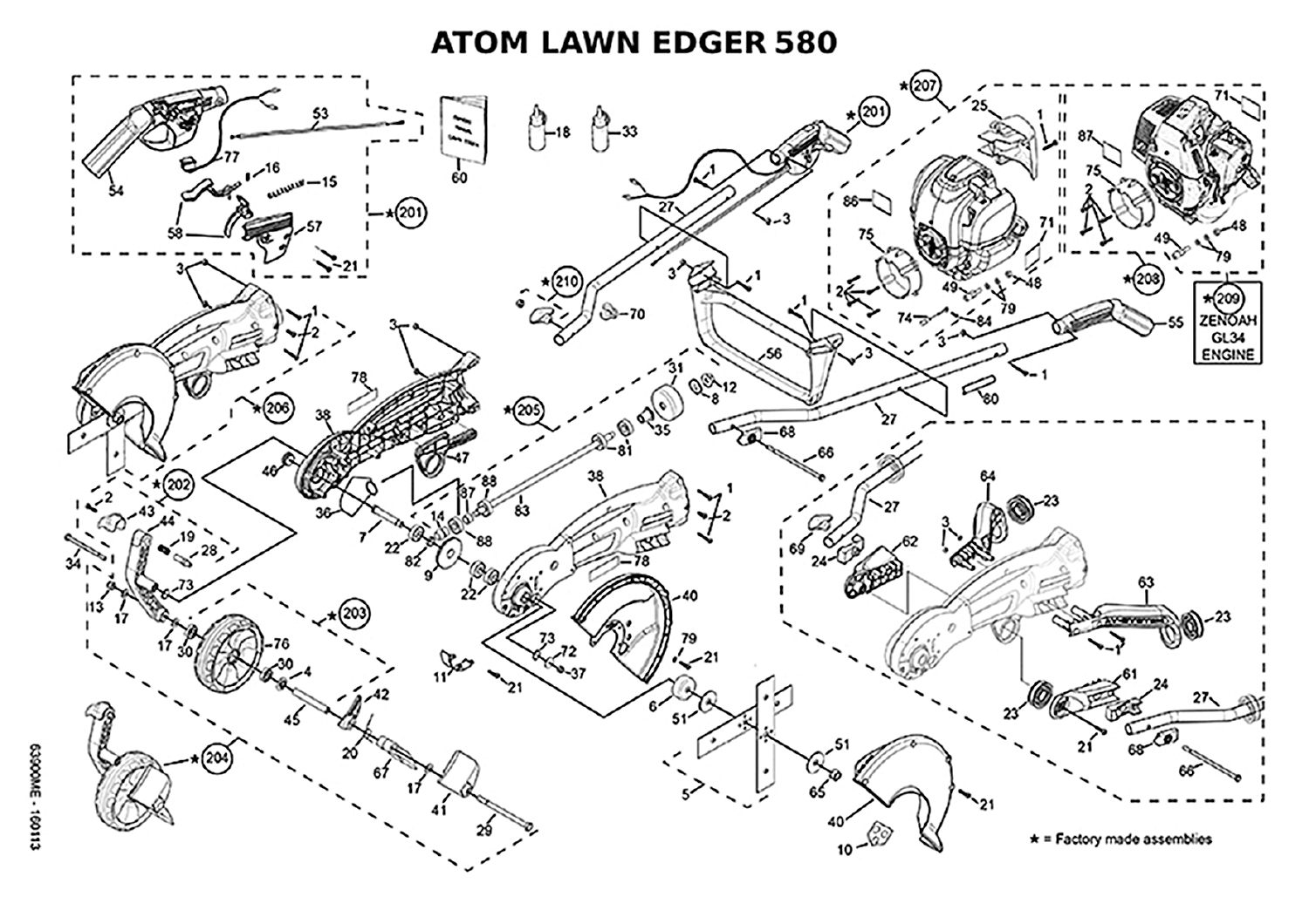# ATOM LAWN EDGER 580

★ = Factory made assemblies

03900ME - 160113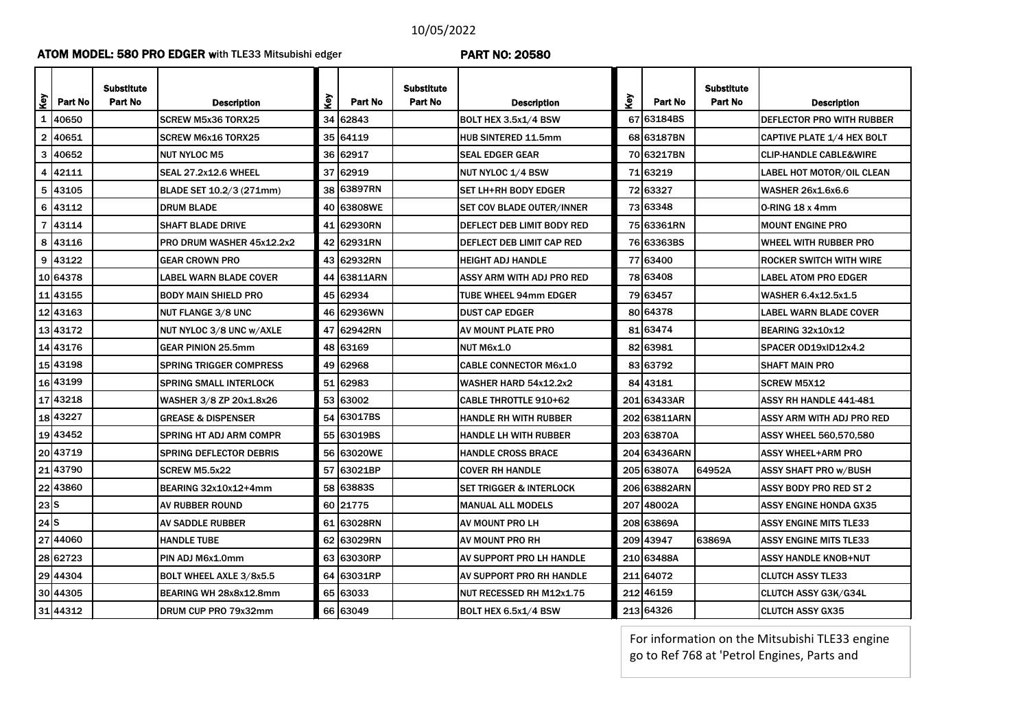10/05/2022

**ATOM MODEL: 580 PRO EDGER with TLE33 Mitsubishi edger** **PART NO: 20580**

| Key | Part No | Substitute Part No | Description | Key | Part No | Substitute Part No | Description | Key | Part No | Substitute Part No | Description |
|---|---|---|---|---|---|---|---|---|---|---|---|
| 1 | 40650 | | SCREW M5x36 TORX25 | 34 | 62843 | | BOLT HEX 3.5x1/4 BSW | 67 | 63184BS | | DEFLECTOR PRO WITH RUBBER |
| 2 | 40651 | | SCREW M6x16 TORX25 | 35 | 64119 | | HUB SINTERED 11.5mm | 68 | 63187BN | | CAPTIVE PLATE 1/4 HEX BOLT |
| 3 | 40652 | | NUT NYLOC M5 | 36 | 62917 | | SEAL EDGER GEAR | 70 | 63217BN | | CLIP-HANDLE CABLE&WIRE |
| 4 | 42111 | | SEAL 27.2x12.6 WHEEL | 37 | 62919 | | NUT NYLOC 1/4 BSW | 71 | 63219 | | LABEL HOT MOTOR/OIL CLEAN |
| 5 | 43105 | | BLADE SET 10.2/3 (271mm) | 38 | 63897RN | | SET LH+RH BODY EDGER | 72 | 63327 | | WASHER 26x1.6x6.6 |
| 6 | 43112 | | DRUM BLADE | 40 | 63808WE | | SET COV BLADE OUTER/INNER | 73 | 63348 | | O-RING 18 x 4mm |
| 7 | 43114 | | SHAFT BLADE DRIVE | 41 | 62930RN | | DEFLECT DEB LIMIT BODY RED | 75 | 63361RN | | MOUNT ENGINE PRO |
| 8 | 43116 | | PRO DRUM WASHER 45x12.2x2 | 42 | 62931RN | | DEFLECT DEB LIMIT CAP RED | 76 | 63363BS | | WHEEL WITH RUBBER PRO |
| 9 | 43122 | | GEAR CROWN PRO | 43 | 62932RN | | HEIGHT ADJ HANDLE | 77 | 63400 | | ROCKER SWITCH WITH WIRE |
| 10 | 64378 | | LABEL WARN BLADE COVER | 44 | 63811ARN | | ASSY ARM WITH ADJ PRO RED | 78 | 63408 | | LABEL ATOM PRO EDGER |
| 11 | 43155 | | BODY MAIN SHIELD PRO | 45 | 62934 | | TUBE WHEEL 94mm EDGER | 79 | 63457 | | WASHER 6.4x12.5x1.5 |
| 12 | 43163 | | NUT FLANGE 3/8 UNC | 46 | 62936WN | | DUST CAP EDGER | 80 | 64378 | | LABEL WARN BLADE COVER |
| 13 | 43172 | | NUT NYLOC 3/8 UNC w/AXLE | 47 | 62942RN | | AV MOUNT PLATE PRO | 81 | 63474 | | BEARING 32x10x12 |
| 14 | 43176 | | GEAR PINION 25.5mm | 48 | 63169 | | NUT M6x1.0 | 82 | 63981 | | SPACER OD19xID12x4.2 |
| 15 | 43198 | | SPRING TRIGGER COMPRESS | 49 | 62968 | | CABLE CONNECTOR M6x1.0 | 83 | 63792 | | SHAFT MAIN PRO |
| 16 | 43199 | | SPRING SMALL INTERLOCK | 51 | 62983 | | WASHER HARD 54x12.2x2 | 84 | 43181 | | SCREW M5X12 |
| 17 | 43218 | | WASHER 3/8 ZP 20x1.8x26 | 53 | 63002 | | CABLE THROTTLE 910+62 | 201 | 63433AR | | ASSY RH HANDLE 441-481 |
| 18 | 43227 | | GREASE & DISPENSER | 54 | 63017BS | | HANDLE RH WITH RUBBER | 202 | 63811ARN | | ASSY ARM WITH ADJ PRO RED |
| 19 | 43452 | | SPRING HT ADJ ARM COMPR | 55 | 63019BS | | HANDLE LH WITH RUBBER | 203 | 63870A | | ASSY WHEEL 560,570,580 |
| 20 | 43719 | | SPRING DEFLECTOR DEBRIS | 56 | 63020WE | | HANDLE CROSS BRACE | 204 | 63436ARN | | ASSY WHEEL+ARM PRO |
| 21 | 43790 | | SCREW M5.5x22 | 57 | 63021BP | | COVER RH HANDLE | 205 | 63807A | 64952A | ASSY SHAFT PRO w/BUSH |
| 22 | 43860 | | BEARING 32x10x12+4mm | 58 | 63883S | | SET TRIGGER & INTERLOCK | 206 | 63882ARN | | ASSY BODY PRO RED ST 2 |
| 23 | S | | AV RUBBER ROUND | 60 | 21775 | | MANUAL ALL MODELS | 207 | 48002A | | ASSY ENGINE HONDA GX35 |
| 24 | S | | AV SADDLE RUBBER | 61 | 63028RN | | AV MOUNT PRO LH | 208 | 63869A | | ASSY ENGINE MITS TLE33 |
| 27 | 44060 | | HANDLE TUBE | 62 | 63029RN | | AV MOUNT PRO RH | 209 | 43947 | 63869A | ASSY ENGINE MITS TLE33 |
| 28 | 62723 | | PIN ADJ M6x1.0mm | 63 | 63030RP | | AV SUPPORT PRO LH HANDLE | 210 | 63488A | | ASSY HANDLE KNOB+NUT |
| 29 | 44304 | | BOLT WHEEL AXLE 3/8x5.5 | 64 | 63031RP | | AV SUPPORT PRO RH HANDLE | 211 | 64072 | | CLUTCH ASSY TLE33 |
| 30 | 44305 | | BEARING WH 28x8x12.8mm | 65 | 63033 | | NUT RECESSED RH M12x1.75 | 212 | 46159 | | CLUTCH ASSY G3K/G34L |
| 31 | 44312 | | DRUM CUP PRO 79x32mm | 66 | 63049 | | BOLT HEX 6.5x1/4 BSW | 213 | 64326 | | CLUTCH ASSY GX35 |

For information on the Mitsubishi TLE33 engine go to Ref 768 at 'Petrol Engines, Parts and